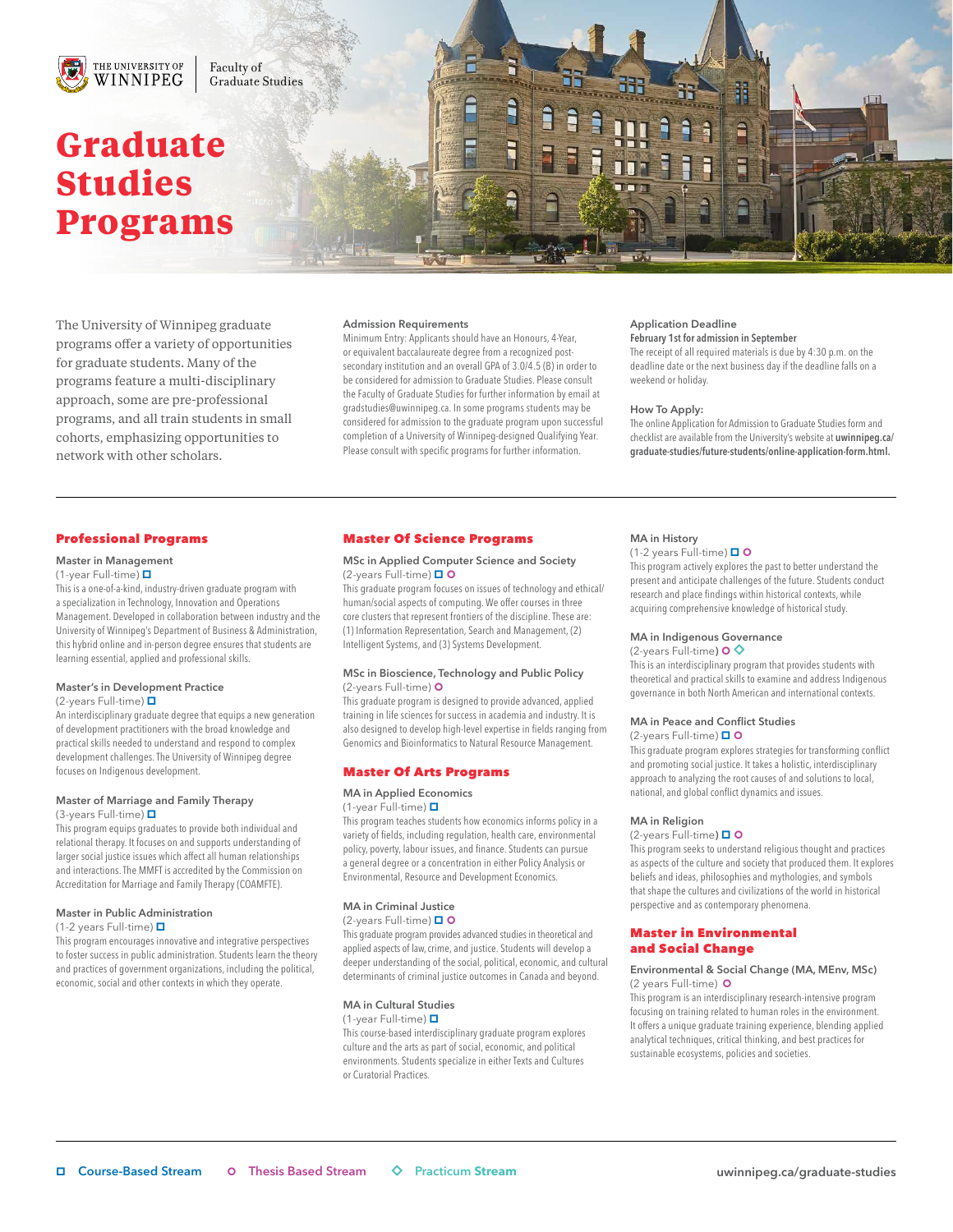THE UNIVERSITY OF WINNIPEG | Faculty of Graduate Studies

# Graduate Studies Programs

The University of Winnipeg graduate programs offer a variety of opportunities for graduate students. Many of the programs feature a multi-disciplinary approach, some are pre-professional programs, and all train students in small cohorts, emphasizing opportunities to network with other scholars.

### Admission Requirements

Minimum Entry: Applicants should have an Honours, 4-Year, or equivalent baccalaureate degree from a recognized post-secondary institution and an overall GPA of 3.0/4.5 (B) in order to be considered for admission to Graduate Studies. Please consult the Faculty of Graduate Studies for further information by email at gradstudies@uwinnipeg.ca. In some programs students may be considered for admission to the graduate program upon successful completion of a University of Winnipeg-designed Qualifying Year. Please consult with specific programs for further information.

### Application Deadline

**February 1st for admission in September**

The receipt of all required materials is due by 4:30 p.m. on the deadline date or the next business day if the deadline falls on a weekend or holiday.

### How To Apply:

The online Application for Admission to Graduate Studies form and checklist are available from the University's website at **uwinnipeg.ca/graduate-studies/future-students/online-application-form.html.**

## Professional Programs

### Master in Management
(1-year Full-time) ◻

This is a one-of-a-kind, industry-driven graduate program with a specialization in Technology, Innovation and Operations Management. Developed in collaboration between industry and the University of Winnipeg's Department of Business & Administration, this hybrid online and in-person degree ensures that students are learning essential, applied and professional skills.

### Master's in Development Practice
(2-years Full-time) ◻

An interdisciplinary graduate degree that equips a new generation of development practitioners with the broad knowledge and practical skills needed to understand and respond to complex development challenges. The University of Winnipeg degree focuses on Indigenous development.

### Master of Marriage and Family Therapy
(3-years Full-time) ◻

This program equips graduates to provide both individual and relational therapy. It focuses on and supports understanding of larger social justice issues which affect all human relationships and interactions. The MMFT is accredited by the Commission on Accreditation for Marriage and Family Therapy (COAMFTE).

### Master in Public Administration
(1-2 years Full-time) ◻

This program encourages innovative and integrative perspectives to foster success in public administration. Students learn the theory and practices of government organizations, including the political, economic, social and other contexts in which they operate.

## Master Of Science Programs

### MSc in Applied Computer Science and Society
(2-years Full-time) ◻ ○

This graduate program focuses on issues of technology and ethical/human/social aspects of computing. We offer courses in three core clusters that represent frontiers of the discipline. These are: (1) Information Representation, Search and Management, (2) Intelligent Systems, and (3) Systems Development.

### MSc in Bioscience, Technology and Public Policy
(2-years Full-time) ○

This graduate program is designed to provide advanced, applied training in life sciences for success in academia and industry. It is also designed to develop high-level expertise in fields ranging from Genomics and Bioinformatics to Natural Resource Management.

## Master Of Arts Programs

### MA in Applied Economics
(1-year Full-time) ◻

This program teaches students how economics informs policy in a variety of fields, including regulation, health care, environmental policy, poverty, labour issues, and finance. Students can pursue a general degree or a concentration in either Policy Analysis or Environmental, Resource and Development Economics.

### MA in Criminal Justice
(2-years Full-time) ◻ ○

This graduate program provides advanced studies in theoretical and applied aspects of law, crime, and justice. Students will develop a deeper understanding of the social, political, economic, and cultural determinants of criminal justice outcomes in Canada and beyond.

### MA in Cultural Studies
(1-year Full-time) ◻

This course-based interdisciplinary graduate program explores culture and the arts as part of social, economic, and political environments. Students specialize in either Texts and Cultures or Curatorial Practices.

### MA in History
(1-2 years Full-time) ◻ ○

This program actively explores the past to better understand the present and anticipate challenges of the future. Students conduct research and place findings within historical contexts, while acquiring comprehensive knowledge of historical study.

### MA in Indigenous Governance
(2-years Full-time) ○ ◇

This is an interdisciplinary program that provides students with theoretical and practical skills to examine and address Indigenous governance in both North American and international contexts.

### MA in Peace and Conflict Studies
(2-years Full-time) ◻ ○

This graduate program explores strategies for transforming conflict and promoting social justice. It takes a holistic, interdisciplinary approach to analyzing the root causes of and solutions to local, national, and global conflict dynamics and issues.

### MA in Religion
(2-years Full-time) ◻ ○

This program seeks to understand religious thought and practices as aspects of the culture and society that produced them. It explores beliefs and ideas, philosophies and mythologies, and symbols that shape the cultures and civilizations of the world in historical perspective and as contemporary phenomena.

## Master in Environmental and Social Change

### Environmental & Social Change (MA, MEnv, MSc)
(2 years Full-time) ○

This program is an interdisciplinary research-intensive program focusing on training related to human roles in the environment. It offers a unique graduate training experience, blending applied analytical techniques, critical thinking, and best practices for sustainable ecosystems, policies and societies.

◻ Course-Based Stream ○ Thesis Based Stream ◇ Practicum Stream

uwinnipeg.ca/graduate-studies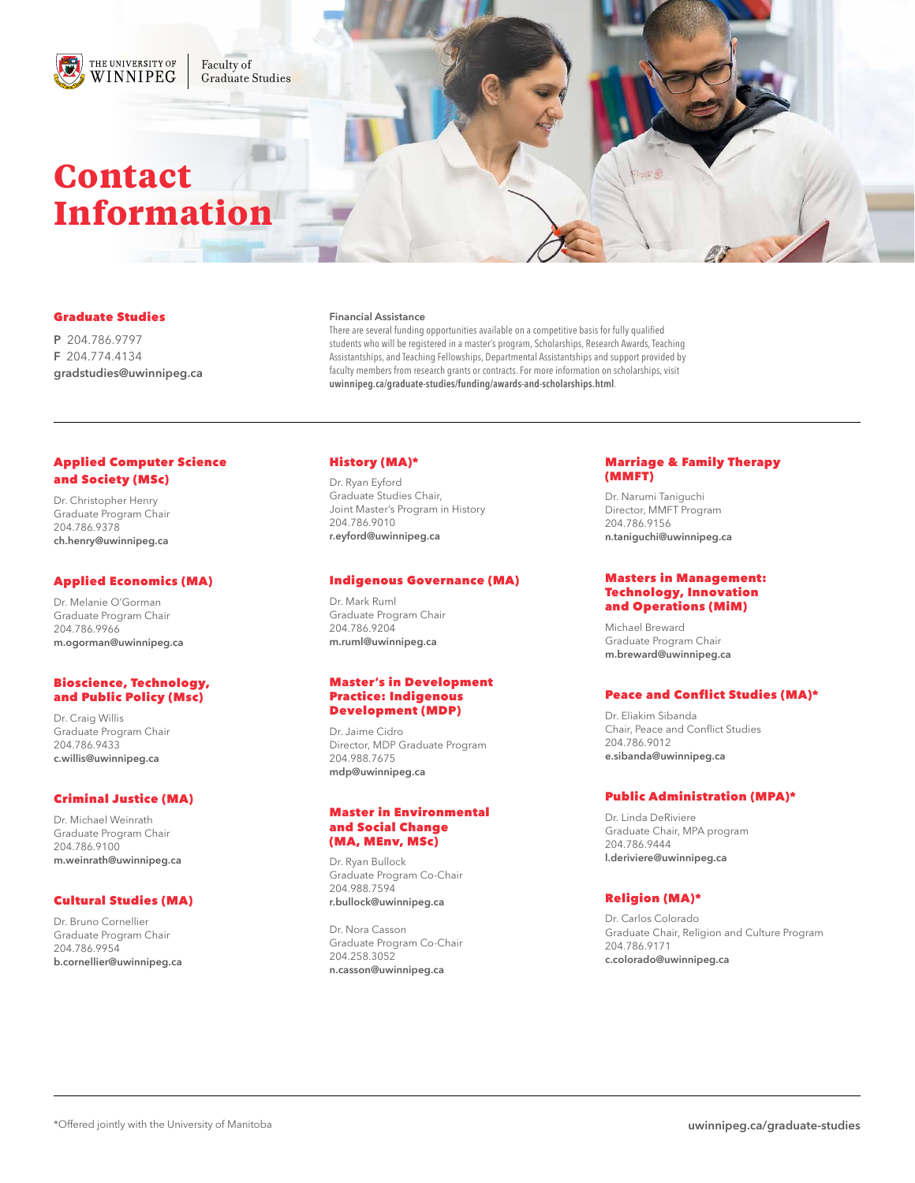THE UNIVERSITY OF WINNIPEG | Faculty of Graduate Studies

# Contact Information

### Graduate Studies

**P** 204.786.9797
**F** 204.774.4134
gradstudies@uwinnipeg.ca

**Financial Assistance**
There are several funding opportunities available on a competitive basis for fully qualified students who will be registered in a master's program, Scholarships, Research Awards, Teaching Assistantships, and Teaching Fellowships, Departmental Assistantships and support provided by faculty members from research grants or contracts. For more information on scholarships, visit **uwinnipeg.ca/graduate-studies/funding/awards-and-scholarships.html**.

---

### Applied Computer Science and Society (MSc)

Dr. Christopher Henry
Graduate Program Chair
204.786.9378
**ch.henry@uwinnipeg.ca**

### Applied Economics (MA)

Dr. Melanie O'Gorman
Graduate Program Chair
204.786.9966
**m.ogorman@uwinnipeg.ca**

### Bioscience, Technology, and Public Policy (Msc)

Dr. Craig Willis
Graduate Program Chair
204.786.9433
**c.willis@uwinnipeg.ca**

### Criminal Justice (MA)

Dr. Michael Weinrath
Graduate Program Chair
204.786.9100
**m.weinrath@uwinnipeg.ca**

### Cultural Studies (MA)

Dr. Bruno Cornellier
Graduate Program Chair
204.786.9954
**b.cornellier@uwinnipeg.ca**

### History (MA)*

Dr. Ryan Eyford
Graduate Studies Chair,
Joint Master's Program in History
204.786.9010
**r.eyford@uwinnipeg.ca**

### Indigenous Governance (MA)

Dr. Mark Ruml
Graduate Program Chair
204.786.9204
**m.ruml@uwinnipeg.ca**

### Master's in Development Practice: Indigenous Development (MDP)

Dr. Jaime Cidro
Director, MDP Graduate Program
204.988.7675
**mdp@uwinnipeg.ca**

### Master in Environmental and Social Change (MA, MEnv, MSc)

Dr. Ryan Bullock
Graduate Program Co-Chair
204.988.7594
**r.bullock@uwinnipeg.ca**

Dr. Nora Casson
Graduate Program Co-Chair
204.258.3052
**n.casson@uwinnipeg.ca**

### Marriage & Family Therapy (MMFT)

Dr. Narumi Taniguchi
Director, MMFT Program
204.786.9156
**n.taniguchi@uwinnipeg.ca**

### Masters in Management: Technology, Innovation and Operations (MiM)

Michael Breward
Graduate Program Chair
**m.breward@uwinnipeg.ca**

### Peace and Conflict Studies (MA)*

Dr. Eliakim Sibanda
Chair, Peace and Conflict Studies
204.786.9012
**e.sibanda@uwinnipeg.ca**

### Public Administration (MPA)*

Dr. Linda DeRiviere
Graduate Chair, MPA program
204.786.9444
**l.deriviere@uwinnipeg.ca**

### Religion (MA)*

Dr. Carlos Colorado
Graduate Chair, Religion and Culture Program
204.786.9171
**c.colorado@uwinnipeg.ca**

---

*Offered jointly with the University of Manitoba

**uwinnipeg.ca/graduate-studies**